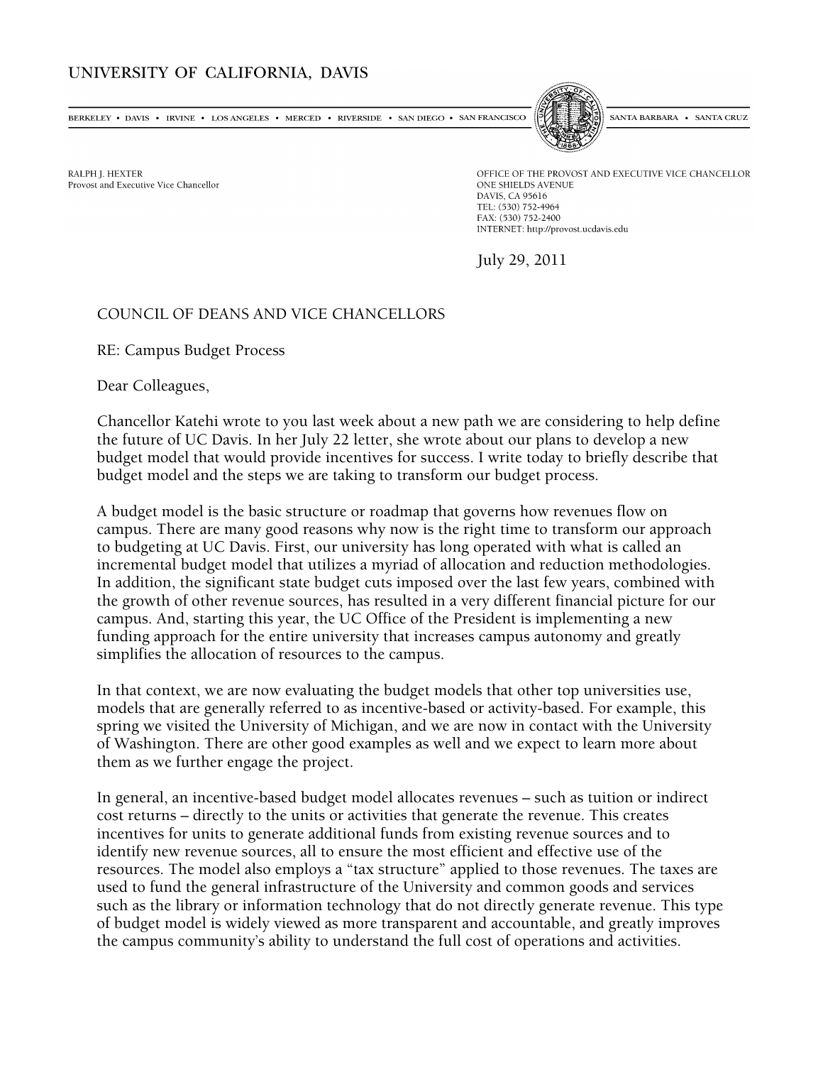UNIVERSITY OF CALIFORNIA, DAVIS

BERKELEY • DAVIS • IRVINE • LOS ANGELES • MERCED • RIVERSIDE • SAN DIEGO • SAN FRANCISCO | SANTA BARBARA • SANTA CRUZ

RALPH J. HEXTER
Provost and Executive Vice Chancellor

OFFICE OF THE PROVOST AND EXECUTIVE VICE CHANCELLOR
ONE SHIELDS AVENUE
DAVIS, CA 95616
TEL: (530) 752-4964
FAX: (530) 752-2400
INTERNET: http://provost.ucdavis.edu

July 29, 2011

COUNCIL OF DEANS AND VICE CHANCELLORS

RE: Campus Budget Process

Dear Colleagues,

Chancellor Katehi wrote to you last week about a new path we are considering to help define the future of UC Davis. In her July 22 letter, she wrote about our plans to develop a new budget model that would provide incentives for success. I write today to briefly describe that budget model and the steps we are taking to transform our budget process.

A budget model is the basic structure or roadmap that governs how revenues flow on campus. There are many good reasons why now is the right time to transform our approach to budgeting at UC Davis. First, our university has long operated with what is called an incremental budget model that utilizes a myriad of allocation and reduction methodologies. In addition, the significant state budget cuts imposed over the last few years, combined with the growth of other revenue sources, has resulted in a very different financial picture for our campus. And, starting this year, the UC Office of the President is implementing a new funding approach for the entire university that increases campus autonomy and greatly simplifies the allocation of resources to the campus.

In that context, we are now evaluating the budget models that other top universities use, models that are generally referred to as incentive-based or activity-based. For example, this spring we visited the University of Michigan, and we are now in contact with the University of Washington. There are other good examples as well and we expect to learn more about them as we further engage the project.

In general, an incentive-based budget model allocates revenues – such as tuition or indirect cost returns – directly to the units or activities that generate the revenue. This creates incentives for units to generate additional funds from existing revenue sources and to identify new revenue sources, all to ensure the most efficient and effective use of the resources. The model also employs a "tax structure" applied to those revenues. The taxes are used to fund the general infrastructure of the University and common goods and services such as the library or information technology that do not directly generate revenue. This type of budget model is widely viewed as more transparent and accountable, and greatly improves the campus community's ability to understand the full cost of operations and activities.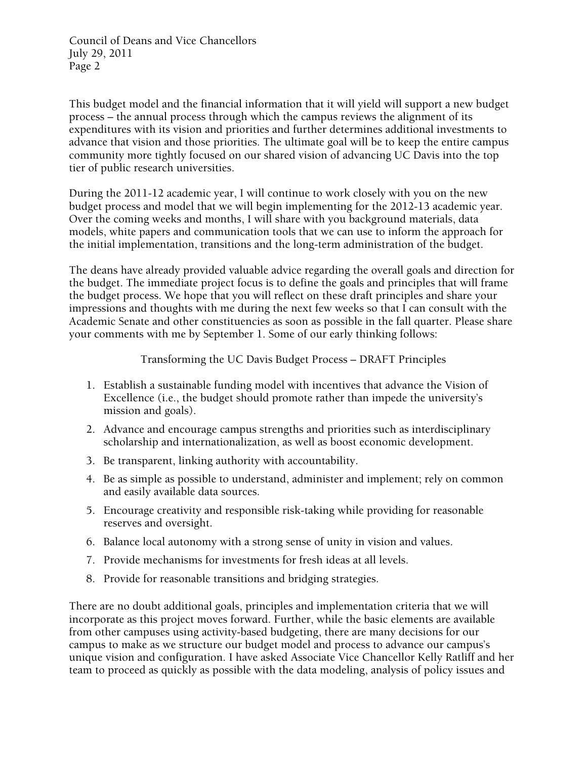This budget model and the financial information that it will yield will support a new budget process – the annual process through which the campus reviews the alignment of its expenditures with its vision and priorities and further determines additional investments to advance that vision and those priorities. The ultimate goal will be to keep the entire campus community more tightly focused on our shared vision of advancing UC Davis into the top tier of public research universities.

During the 2011-12 academic year, I will continue to work closely with you on the new budget process and model that we will begin implementing for the 2012-13 academic year. Over the coming weeks and months, I will share with you background materials, data models, white papers and communication tools that we can use to inform the approach for the initial implementation, transitions and the long-term administration of the budget.

The deans have already provided valuable advice regarding the overall goals and direction for the budget. The immediate project focus is to define the goals and principles that will frame the budget process. We hope that you will reflect on these draft principles and share your impressions and thoughts with me during the next few weeks so that I can consult with the Academic Senate and other constituencies as soon as possible in the fall quarter. Please share your comments with me by September 1. Some of our early thinking follows:

Transforming the UC Davis Budget Process – DRAFT Principles

1. Establish a sustainable funding model with incentives that advance the Vision of Excellence (i.e., the budget should promote rather than impede the university's mission and goals).
2. Advance and encourage campus strengths and priorities such as interdisciplinary scholarship and internationalization, as well as boost economic development.
3. Be transparent, linking authority with accountability.
4. Be as simple as possible to understand, administer and implement; rely on common and easily available data sources.
5. Encourage creativity and responsible risk-taking while providing for reasonable reserves and oversight.
6. Balance local autonomy with a strong sense of unity in vision and values.
7. Provide mechanisms for investments for fresh ideas at all levels.
8. Provide for reasonable transitions and bridging strategies.

There are no doubt additional goals, principles and implementation criteria that we will incorporate as this project moves forward. Further, while the basic elements are available from other campuses using activity-based budgeting, there are many decisions for our campus to make as we structure our budget model and process to advance our campus's unique vision and configuration. I have asked Associate Vice Chancellor Kelly Ratliff and her team to proceed as quickly as possible with the data modeling, analysis of policy issues and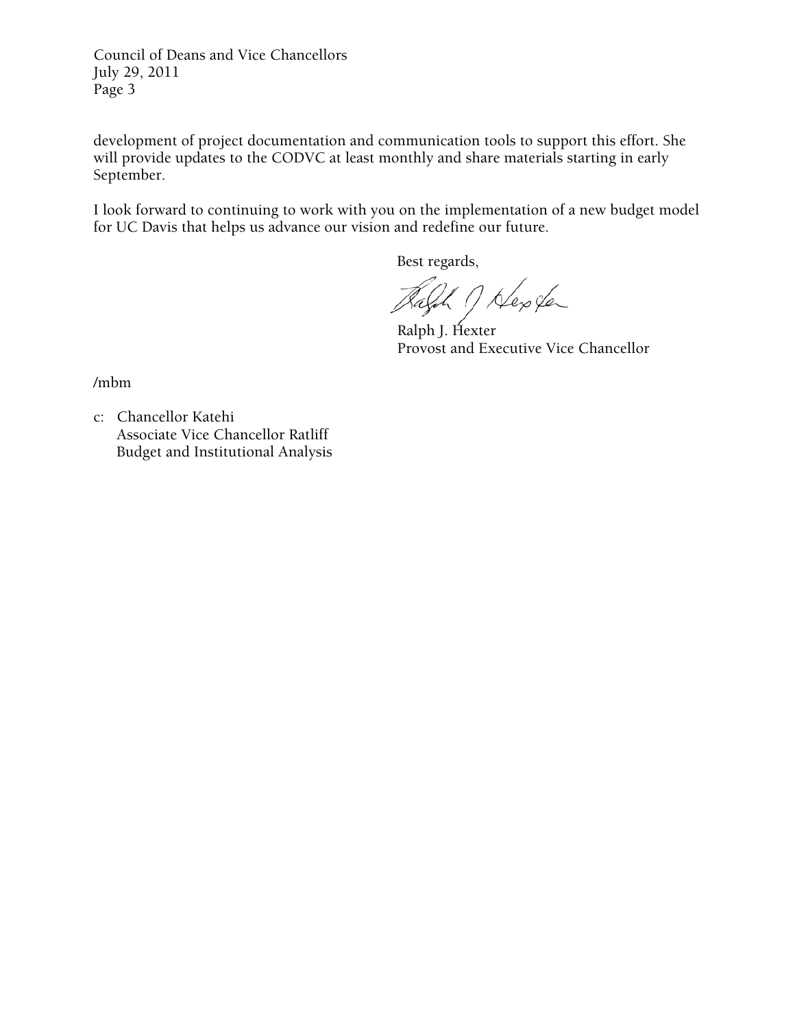development of project documentation and communication tools to support this effort. She will provide updates to the CODVC at least monthly and share materials starting in early September.

I look forward to continuing to work with you on the implementation of a new budget model for UC Davis that helps us advance our vision and redefine our future.

Best regards,

Ralph J. Hexter
Provost and Executive Vice Chancellor

/mbm

c: Chancellor Katehi
Associate Vice Chancellor Ratliff
Budget and Institutional Analysis